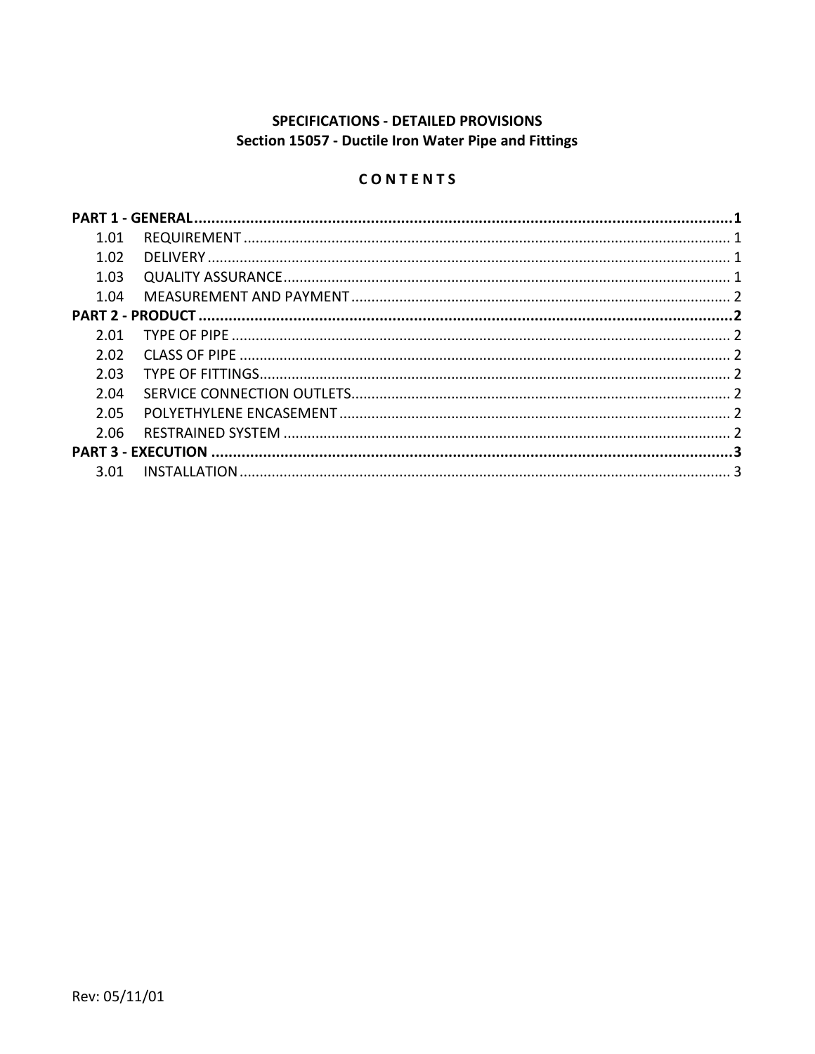**SPECIFICATIONS - DETAILED PROVISIONS**
**Section 15057 - Ductile Iron Water Pipe and Fittings**

**C O N T E N T S**

**PART 1 - GENERAL ........................................................................................................1**

1.01 REQUIREMENT .................................................................................................... 1
1.02 DELIVERY ............................................................................................................. 1
1.03 QUALITY ASSURANCE ........................................................................................ 1
1.04 MEASUREMENT AND PAYMENT ........................................................................ 2

**PART 2 - PRODUCT ........................................................................................................2**

2.01 TYPE OF PIPE ....................................................................................................... 2
2.02 CLASS OF PIPE ..................................................................................................... 2
2.03 TYPE OF FITTINGS ................................................................................................ 2
2.04 SERVICE CONNECTION OUTLETS ........................................................................ 2
2.05 POLYETHYLENE ENCASEMENT ............................................................................ 2
2.06 RESTRAINED SYSTEM .......................................................................................... 2

**PART 3 - EXECUTION ....................................................................................................3**

3.01 INSTALLATION ..................................................................................................... 3

Rev: 05/11/01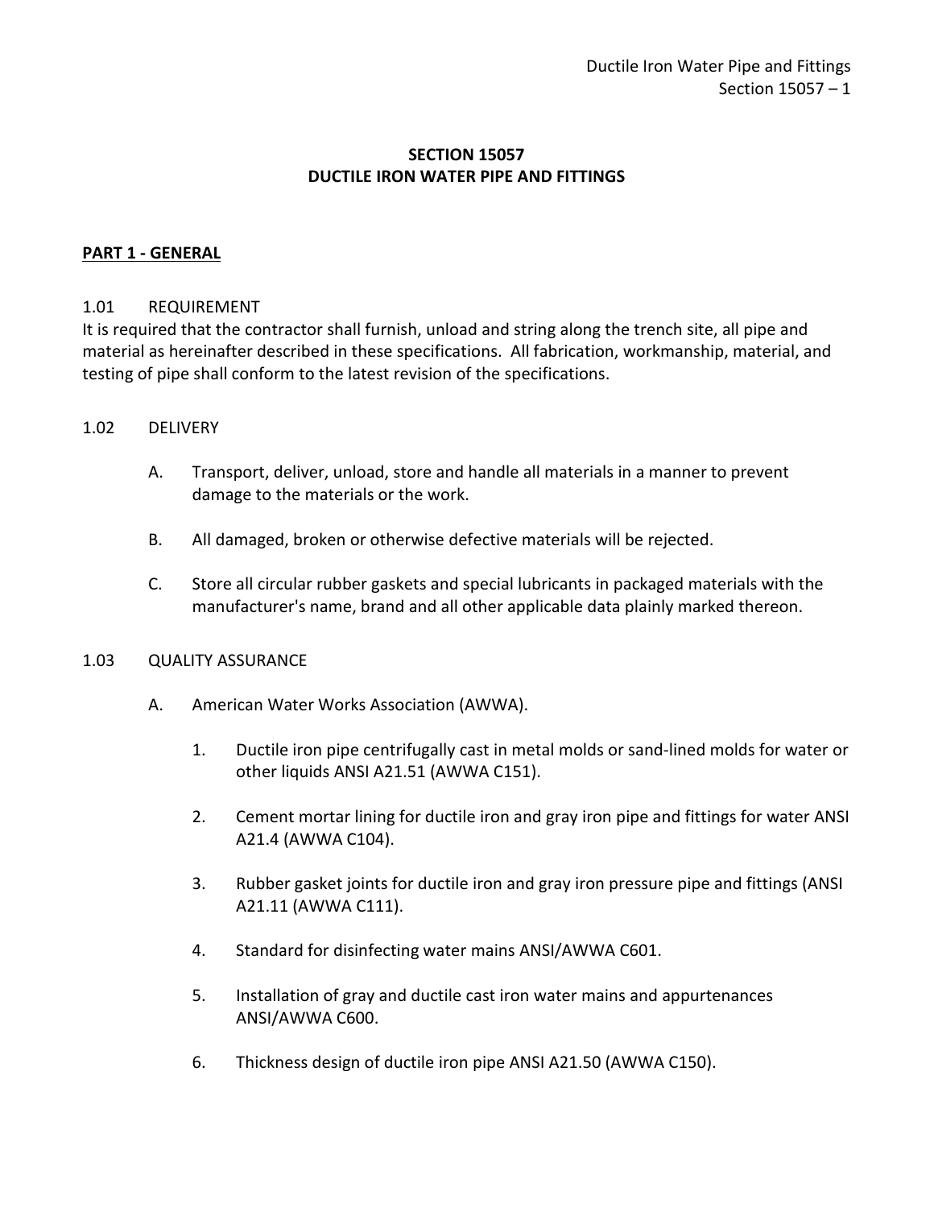# SECTION 15057
# DUCTILE IRON WATER PIPE AND FITTINGS

## PART 1 - GENERAL

### 1.01 REQUIREMENT

It is required that the contractor shall furnish, unload and string along the trench site, all pipe and material as hereinafter described in these specifications. All fabrication, workmanship, material, and testing of pipe shall conform to the latest revision of the specifications.

### 1.02 DELIVERY

A. Transport, deliver, unload, store and handle all materials in a manner to prevent damage to the materials or the work.

B. All damaged, broken or otherwise defective materials will be rejected.

C. Store all circular rubber gaskets and special lubricants in packaged materials with the manufacturer's name, brand and all other applicable data plainly marked thereon.

### 1.03 QUALITY ASSURANCE

A. American Water Works Association (AWWA).

1. Ductile iron pipe centrifugally cast in metal molds or sand-lined molds for water or other liquids ANSI A21.51 (AWWA C151).
2. Cement mortar lining for ductile iron and gray iron pipe and fittings for water ANSI A21.4 (AWWA C104).
3. Rubber gasket joints for ductile iron and gray iron pressure pipe and fittings (ANSI A21.11 (AWWA C111).
4. Standard for disinfecting water mains ANSI/AWWA C601.
5. Installation of gray and ductile cast iron water mains and appurtenances ANSI/AWWA C600.
6. Thickness design of ductile iron pipe ANSI A21.50 (AWWA C150).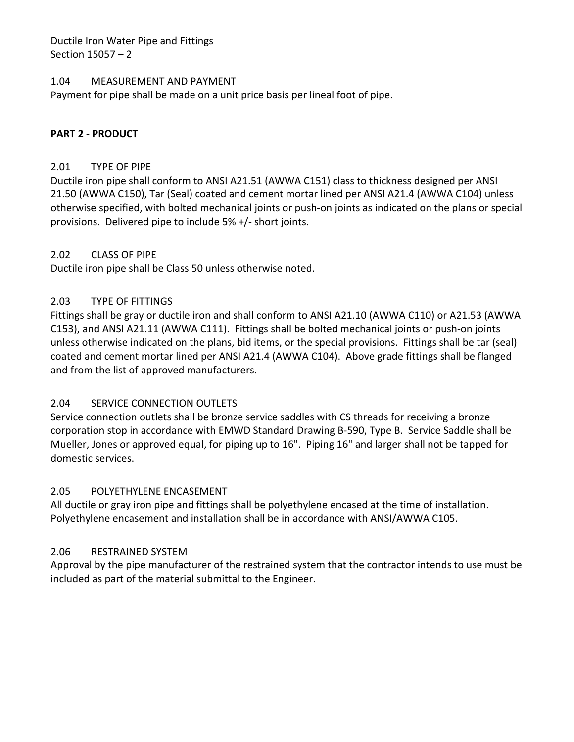### 1.04 MEASUREMENT AND PAYMENT

Payment for pipe shall be made on a unit price basis per lineal foot of pipe.

## PART 2 - PRODUCT

### 2.01 TYPE OF PIPE

Ductile iron pipe shall conform to ANSI A21.51 (AWWA C151) class to thickness designed per ANSI 21.50 (AWWA C150), Tar (Seal) coated and cement mortar lined per ANSI A21.4 (AWWA C104) unless otherwise specified, with bolted mechanical joints or push-on joints as indicated on the plans or special provisions. Delivered pipe to include 5% +/- short joints.

### 2.02 CLASS OF PIPE

Ductile iron pipe shall be Class 50 unless otherwise noted.

### 2.03 TYPE OF FITTINGS

Fittings shall be gray or ductile iron and shall conform to ANSI A21.10 (AWWA C110) or A21.53 (AWWA C153), and ANSI A21.11 (AWWA C111). Fittings shall be bolted mechanical joints or push-on joints unless otherwise indicated on the plans, bid items, or the special provisions. Fittings shall be tar (seal) coated and cement mortar lined per ANSI A21.4 (AWWA C104). Above grade fittings shall be flanged and from the list of approved manufacturers.

### 2.04 SERVICE CONNECTION OUTLETS

Service connection outlets shall be bronze service saddles with CS threads for receiving a bronze corporation stop in accordance with EMWD Standard Drawing B-590, Type B. Service Saddle shall be Mueller, Jones or approved equal, for piping up to 16". Piping 16" and larger shall not be tapped for domestic services.

### 2.05 POLYETHYLENE ENCASEMENT

All ductile or gray iron pipe and fittings shall be polyethylene encased at the time of installation. Polyethylene encasement and installation shall be in accordance with ANSI/AWWA C105.

### 2.06 RESTRAINED SYSTEM

Approval by the pipe manufacturer of the restrained system that the contractor intends to use must be included as part of the material submittal to the Engineer.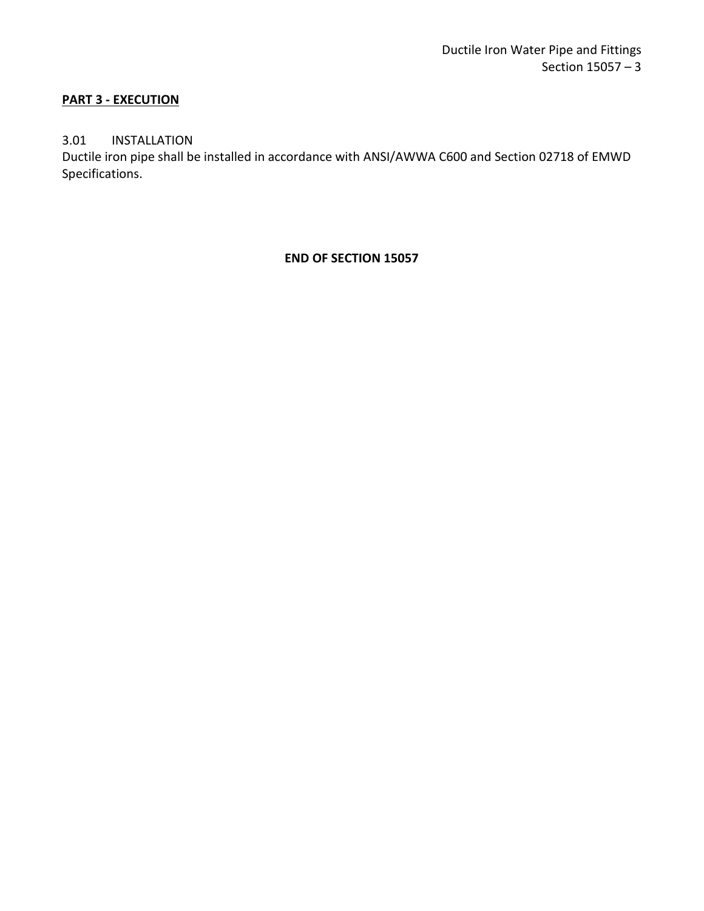**PART 3 - EXECUTION**

3.01 INSTALLATION

Ductile iron pipe shall be installed in accordance with ANSI/AWWA C600 and Section 02718 of EMWD Specifications.

**END OF SECTION 15057**